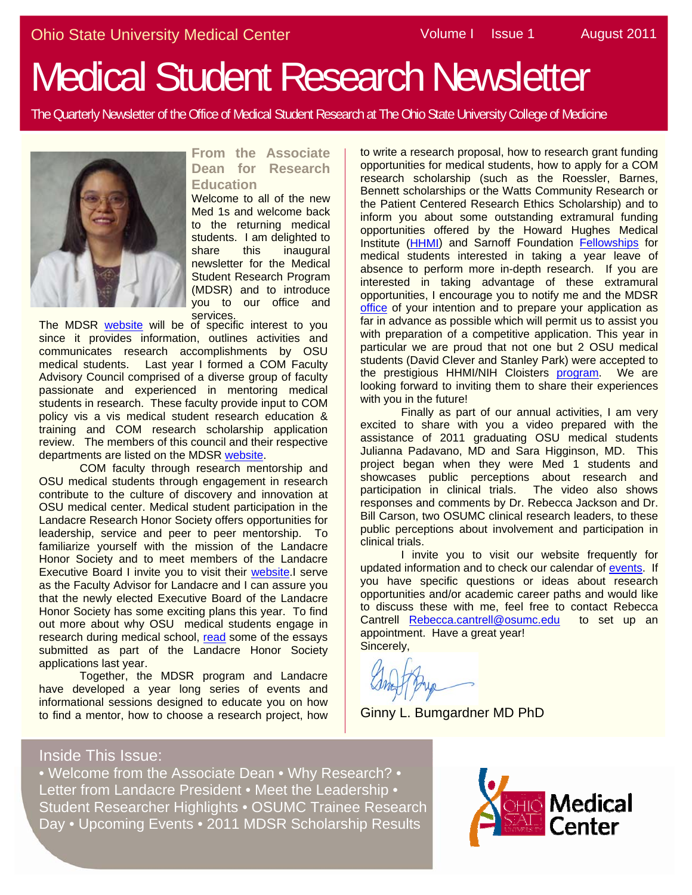Ohio State University Medical Center

# Medical Student Research Newsletter

The Quarterly Newsletter of the Office of Medical Student Research at The Ohio State University College of Medicine

## From the Associate Dean for Research Education

Welcome to all of the new Med 1s and welcome back to the returning medical students. I am delighted to share this inaugural newsletter for the Medical Student Research Program (MDSR) and to introduce you to our office and services.

The MDSR website will be of specific interest to you since it provides information, outlines activities and communicates research accomplishments by OSU medical students. Last year I formed a COM Faculty Advisory Council comprised of a diverse group of faculty passionate and experienced in mentoring medical students in research. These faculty provide input to COM policy vis a vis medical student research education & training and COM research scholarship application review. The members of this council and their respective departments are listed on the MDSR website.

COM faculty through research mentorship and OSU medical students through engagement in research contribute to the culture of discovery and innovation at OSU medical center. Medical student participation in the Landacre Research Honor Society offers opportunities for leadership, service and peer to peer mentorship. To familiarize yourself with the mission of the Landacre Honor Society and to meet members of the Landacre Executive Board I invite you to visit their website.I serve as the Faculty Advisor for Landacre and I can assure you that the newly elected Executive Board of the Landacre Honor Society has some exciting plans this year. To find out more about why OSU medical students engage in research during medical school, read some of the essays submitted as part of the Landacre Honor Society applications last year.

Together, the MDSR program and Landacre have developed a year long series of events and informational sessions designed to educate you on how to find a mentor, how to choose a research project, how to write a research proposal, how to research grant funding opportunities for medical students, how to apply for a COM research scholarship (such as the Roessler, Barnes, Bennett scholarships or the Watts Community Research or the Patient Centered Research Ethics Scholarship) and to inform you about some outstanding extramural funding opportunities offered by the Howard Hughes Medical Institute (HHMI) and Sarnoff Foundation Fellowships for medical students interested in taking a year leave of absence to perform more in-depth research. If you are interested in taking advantage of these extramural opportunities, I encourage you to notify me and the MDSR office of your intention and to prepare your application as far in advance as possible which will permit us to assist you with preparation of a competitive application. This year in particular we are proud that not one but 2 OSU medical students (David Clever and Stanley Park) were accepted to the prestigious HHMI/NIH Cloisters program. We are looking forward to inviting them to share their experiences with you in the future!

Finally as part of our annual activities, I am very excited to share with you a video prepared with the assistance of 2011 graduating OSU medical students Julianna Padavano, MD and Sara Higginson, MD. This project began when they were Med 1 students and showcases public perceptions about research and participation in clinical trials. The video also shows responses and comments by Dr. Rebecca Jackson and Dr. Bill Carson, two OSUMC clinical research leaders, to these public perceptions about involvement and participation in clinical trials.

I invite you to visit our website frequently for updated information and to check our calendar of events. If you have specific questions or ideas about research opportunities and/or academic career paths and would like to discuss these with me, feel free to contact Rebecca Cantrell Rebecca.cantrell@osumc.edu to set up an appointment. Have a great year!

Sincerely,

Ginny L. Bumgardner MD PhD

**Inside This Issue:**

• Welcome from the Associate Dean • Why Research? • Letter from Landacre President • Meet the Leadership • Student Researcher Highlights • OSUMC Trainee Research Day • Upcoming Events • 2011 MDSR Scholarship Results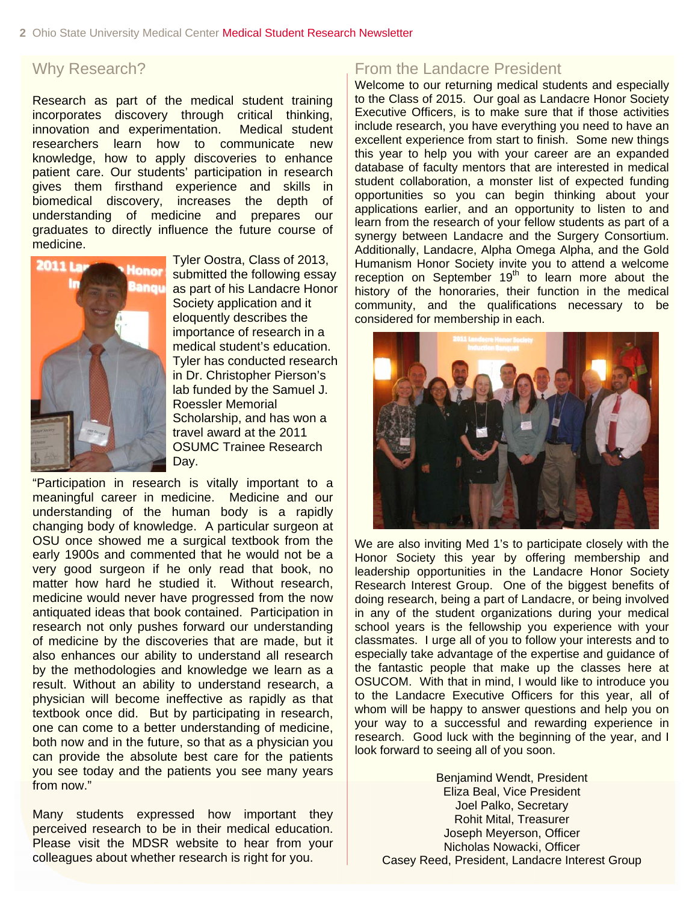## Why Research?

Research as part of the medical student training incorporates discovery through critical thinking, innovation and experimentation. Medical student researchers learn how to communicate new knowledge, how to apply discoveries to enhance patient care. Our students' participation in research gives them firsthand experience and skills in biomedical discovery, increases the depth of understanding of medicine and prepares our graduates to directly influence the future course of medicine.

Tyler Oostra, Class of 2013, submitted the following essay as part of his Landacre Honor Society application and it eloquently describes the importance of research in a medical student's education. Tyler has conducted research in Dr. Christopher Pierson's lab funded by the Samuel J. Roessler Memorial Scholarship, and has won a travel award at the 2011 OSUMC Trainee Research Day.

"Participation in research is vitally important to a meaningful career in medicine. Medicine and our understanding of the human body is a rapidly changing body of knowledge. A particular surgeon at OSU once showed me a surgical textbook from the early 1900s and commented that he would not be a very good surgeon if he only read that book, no matter how hard he studied it. Without research, medicine would never have progressed from the now antiquated ideas that book contained. Participation in research not only pushes forward our understanding of medicine by the discoveries that are made, but it also enhances our ability to understand all research by the methodologies and knowledge we learn as a result. Without an ability to understand research, a physician will become ineffective as rapidly as that textbook once did. But by participating in research, one can come to a better understanding of medicine, both now and in the future, so that as a physician you can provide the absolute best care for the patients you see today and the patients you see many years from now."

Many students expressed how important they perceived research to be in their medical education. Please visit the MDSR website to hear from your colleagues about whether research is right for you.

## From the Landacre President

Welcome to our returning medical students and especially to the Class of 2015. Our goal as Landacre Honor Society Executive Officers, is to make sure that if those activities include research, you have everything you need to have an excellent experience from start to finish. Some new things this year to help you with your career are an expanded database of faculty mentors that are interested in medical student collaboration, a monster list of expected funding opportunities so you can begin thinking about your applications earlier, and an opportunity to listen to and learn from the research of your fellow students as part of a synergy between Landacre and the Surgery Consortium. Additionally, Landacre, Alpha Omega Alpha, and the Gold Humanism Honor Society invite you to attend a welcome reception on September 19th to learn more about the history of the honoraries, their function in the medical community, and the qualifications necessary to be considered for membership in each.

We are also inviting Med 1's to participate closely with the Honor Society this year by offering membership and leadership opportunities in the Landacre Honor Society Research Interest Group. One of the biggest benefits of doing research, being a part of Landacre, or being involved in any of the student organizations during your medical school years is the fellowship you experience with your classmates. I urge all of you to follow your interests and to especially take advantage of the expertise and guidance of the fantastic people that make up the classes here at OSUCOM. With that in mind, I would like to introduce you to the Landacre Executive Officers for this year, all of whom will be happy to answer questions and help you on your way to a successful and rewarding experience in research. Good luck with the beginning of the year, and I look forward to seeing all of you soon.

Benjamind Wendt, President
Eliza Beal, Vice President
Joel Palko, Secretary
Rohit Mital, Treasurer
Joseph Meyerson, Officer
Nicholas Nowacki, Officer
Casey Reed, President, Landacre Interest Group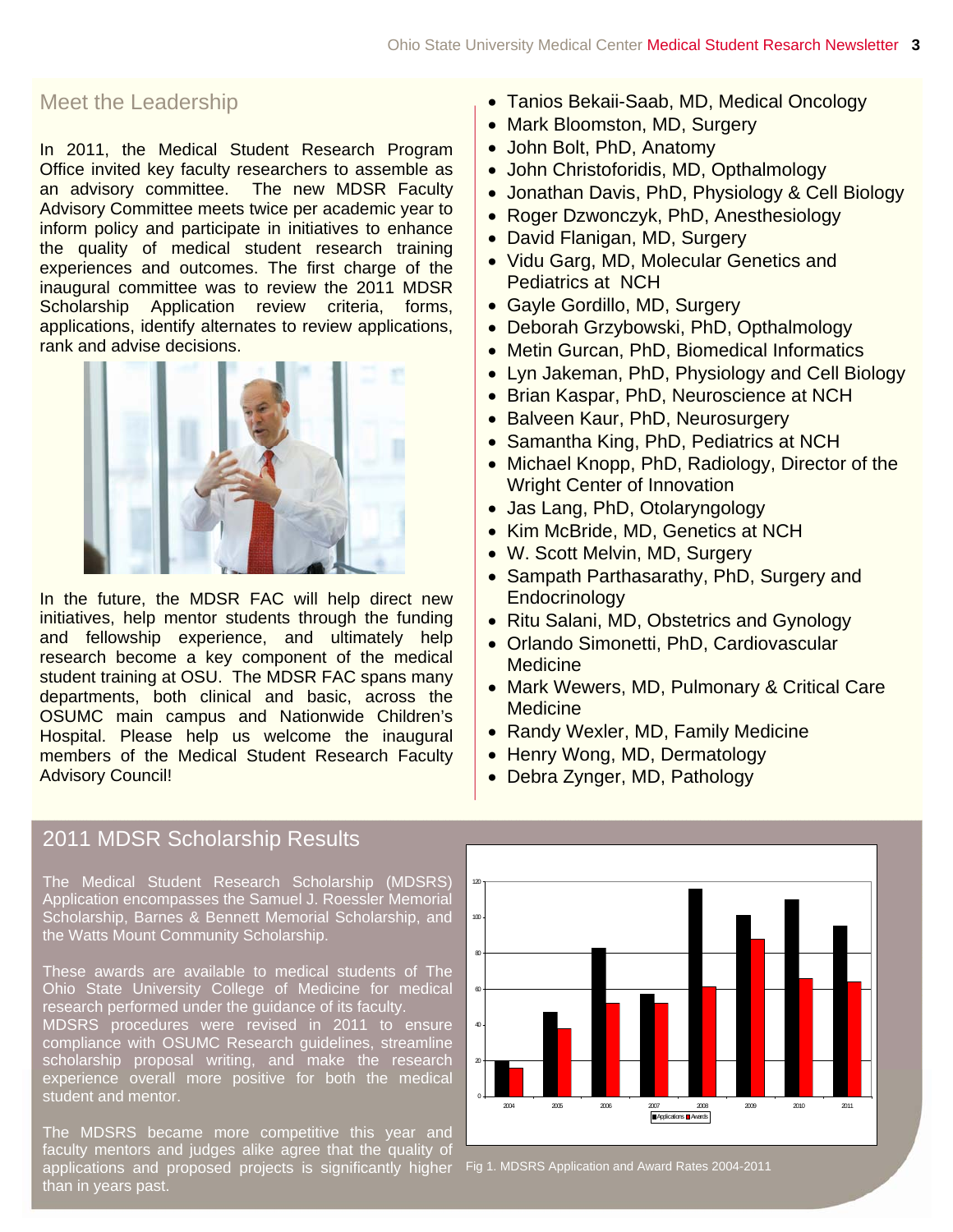## Meet the Leadership

In 2011, the Medical Student Research Program Office invited key faculty researchers to assemble as an advisory committee. The new MDSR Faculty Advisory Committee meets twice per academic year to inform policy and participate in initiatives to enhance the quality of medical student research training experiences and outcomes. The first charge of the inaugural committee was to review the 2011 MDSR Scholarship Application review criteria, forms, applications, identify alternates to review applications, rank and advise decisions.

In the future, the MDSR FAC will help direct new initiatives, help mentor students through the funding and fellowship experience, and ultimately help research become a key component of the medical student training at OSU. The MDSR FAC spans many departments, both clinical and basic, across the OSUMC main campus and Nationwide Children's Hospital. Please help us welcome the inaugural members of the Medical Student Research Faculty Advisory Council!

- Tanios Bekaii-Saab, MD, Medical Oncology
- Mark Bloomston, MD, Surgery
- John Bolt, PhD, Anatomy
- John Christoforidis, MD, Opthalmology
- Jonathan Davis, PhD, Physiology & Cell Biology
- Roger Dzwonczyk, PhD, Anesthesiology
- David Flanigan, MD, Surgery
- Vidu Garg, MD, Molecular Genetics and Pediatrics at NCH
- Gayle Gordillo, MD, Surgery
- Deborah Grzybowski, PhD, Opthalmology
- Metin Gurcan, PhD, Biomedical Informatics
- Lyn Jakeman, PhD, Physiology and Cell Biology
- Brian Kaspar, PhD, Neuroscience at NCH
- Balveen Kaur, PhD, Neurosurgery
- Samantha King, PhD, Pediatrics at NCH
- Michael Knopp, PhD, Radiology, Director of the Wright Center of Innovation
- Jas Lang, PhD, Otolaryngology
- Kim McBride, MD, Genetics at NCH
- W. Scott Melvin, MD, Surgery
- Sampath Parthasarathy, PhD, Surgery and Endocrinology
- Ritu Salani, MD, Obstetrics and Gynology
- Orlando Simonetti, PhD, Cardiovascular Medicine
- Mark Wewers, MD, Pulmonary & Critical Care Medicine
- Randy Wexler, MD, Family Medicine
- Henry Wong, MD, Dermatology
- Debra Zynger, MD, Pathology

## 2011 MDSR Scholarship Results

The Medical Student Research Scholarship (MDSRS) Application encompasses the Samuel J. Roessler Memorial Scholarship, Barnes & Bennett Memorial Scholarship, and the Watts Mount Community Scholarship.

These awards are available to medical students of The Ohio State University College of Medicine for medical research performed under the guidance of its faculty. MDSRS procedures were revised in 2011 to ensure compliance with OSUMC Research guidelines, streamline scholarship proposal writing, and make the research experience overall more positive for both the medical student and mentor.

The MDSRS became more competitive this year and faculty mentors and judges alike agree that the quality of applications and proposed projects is significantly higher than in years past.

Fig 1. MDSRS Application and Award Rates 2004-2011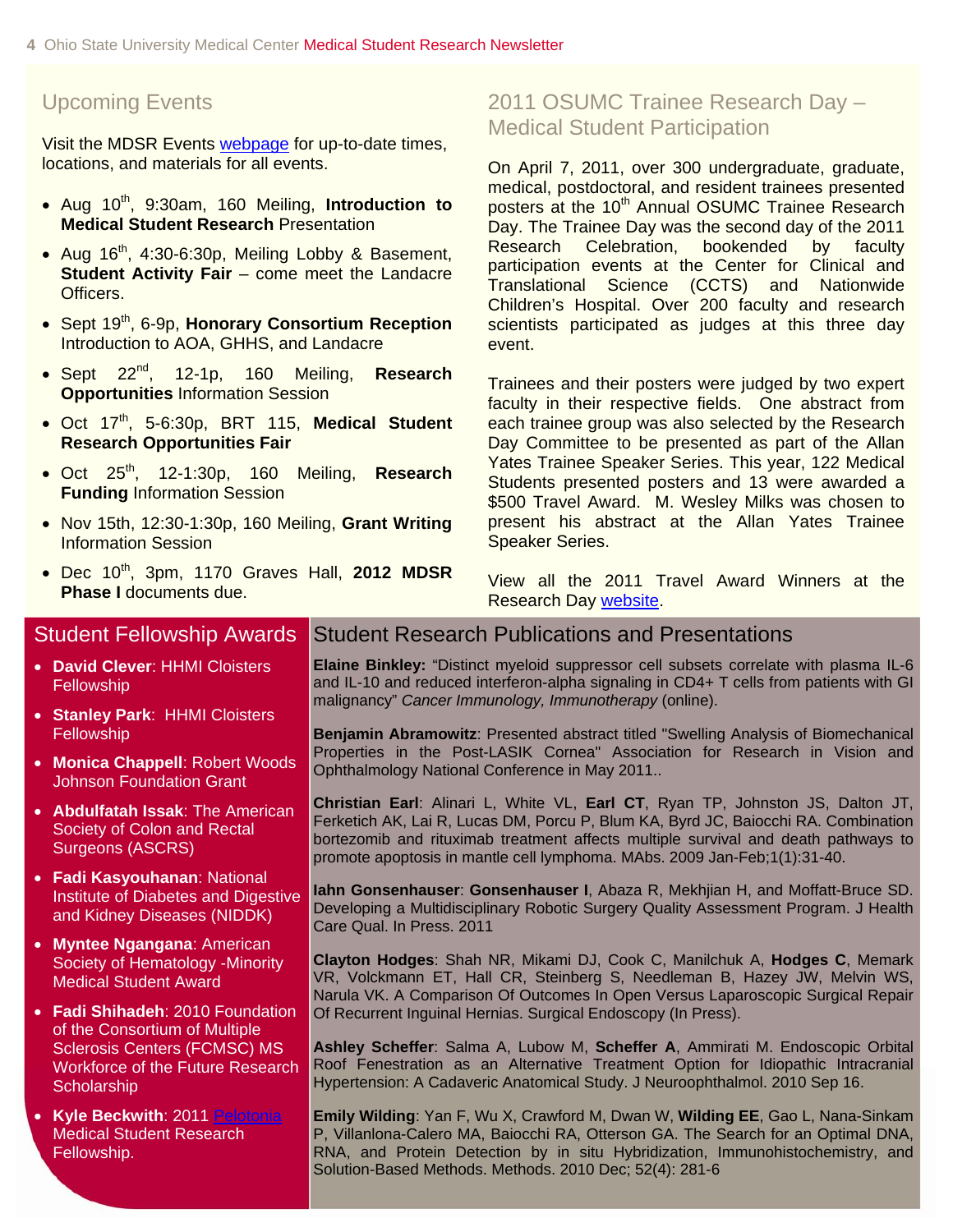## Upcoming Events

Visit the MDSR Events webpage for up-to-date times, locations, and materials for all events.

- Aug 10th, 9:30am, 160 Meiling, **Introduction to Medical Student Research** Presentation
- Aug 16th, 4:30-6:30p, Meiling Lobby & Basement, **Student Activity Fair** – come meet the Landacre Officers.
- Sept 19th, 6-9p, **Honorary Consortium Reception** Introduction to AOA, GHHS, and Landacre
- Sept 22nd, 12-1p, 160 Meiling, **Research Opportunities** Information Session
- Oct 17th, 5-6:30p, BRT 115, **Medical Student Research Opportunities Fair**
- Oct 25th, 12-1:30p, 160 Meiling, **Research Funding** Information Session
- Nov 15th, 12:30-1:30p, 160 Meiling, **Grant Writing** Information Session
- Dec 10th, 3pm, 1170 Graves Hall, **2012 MDSR Phase I** documents due.

## 2011 OSUMC Trainee Research Day – Medical Student Participation

On April 7, 2011, over 300 undergraduate, graduate, medical, postdoctoral, and resident trainees presented posters at the 10th Annual OSUMC Trainee Research Day. The Trainee Day was the second day of the 2011 Research Celebration, bookended by faculty participation events at the Center for Clinical and Translational Science (CCTS) and Nationwide Children's Hospital. Over 200 faculty and research scientists participated as judges at this three day event.

Trainees and their posters were judged by two expert faculty in their respective fields. One abstract from each trainee group was also selected by the Research Day Committee to be presented as part of the Allan Yates Trainee Speaker Series. This year, 122 Medical Students presented posters and 13 were awarded a $500 Travel Award. M. Wesley Milks was chosen to present his abstract at the Allan Yates Trainee Speaker Series.

View all the 2011 Travel Award Winners at the Research Day website.

## Student Fellowship Awards

- **David Clever**: HHMI Cloisters Fellowship
- **Stanley Park**: HHMI Cloisters Fellowship
- **Monica Chappell**: Robert Woods Johnson Foundation Grant
- **Abdulfatah Issak**: The American Society of Colon and Rectal Surgeons (ASCRS)
- **Fadi Kasyouhanan**: National Institute of Diabetes and Digestive and Kidney Diseases (NIDDK)
- **Myntee Ngangana**: American Society of Hematology -Minority Medical Student Award
- **Fadi Shihadeh**: 2010 Foundation of the Consortium of Multiple Sclerosis Centers (FCMSC) MS Workforce of the Future Research Scholarship
- **Kyle Beckwith**: 2011 Pelotonia Medical Student Research Fellowship.

## Student Research Publications and Presentations

**Elaine Binkley:** "Distinct myeloid suppressor cell subsets correlate with plasma IL-6 and IL-10 and reduced interferon-alpha signaling in CD4+ T cells from patients with GI malignancy" *Cancer Immunology, Immunotherapy* (online).

**Benjamin Abramowitz**: Presented abstract titled "Swelling Analysis of Biomechanical Properties in the Post-LASIK Cornea" Association for Research in Vision and Ophthalmology National Conference in May 2011..

**Christian Earl**: Alinari L, White VL, **Earl CT**, Ryan TP, Johnston JS, Dalton JT, Ferketich AK, Lai R, Lucas DM, Porcu P, Blum KA, Byrd JC, Baiocchi RA. Combination bortezomib and rituximab treatment affects multiple survival and death pathways to promote apoptosis in mantle cell lymphoma. MAbs. 2009 Jan-Feb;1(1):31-40.

**Iahn Gonsenhauser**: **Gonsenhauser I**, Abaza R, Mekhjian H, and Moffatt-Bruce SD. Developing a Multidisciplinary Robotic Surgery Quality Assessment Program. J Health Care Qual. In Press. 2011

**Clayton Hodges**: Shah NR, Mikami DJ, Cook C, Manilchuk A, **Hodges C**, Memark VR, Volckmann ET, Hall CR, Steinberg S, Needleman B, Hazey JW, Melvin WS, Narula VK. A Comparison Of Outcomes In Open Versus Laparoscopic Surgical Repair Of Recurrent Inguinal Hernias. Surgical Endoscopy (In Press).

**Ashley Scheffer**: Salma A, Lubow M, **Scheffer A**, Ammirati M. Endoscopic Orbital Roof Fenestration as an Alternative Treatment Option for Idiopathic Intracranial Hypertension: A Cadaveric Anatomical Study. J Neuroophthalmol. 2010 Sep 16.

**Emily Wilding**: Yan F, Wu X, Crawford M, Dwan W, **Wilding EE**, Gao L, Nana-Sinkam P, Villanlona-Calero MA, Baiocchi RA, Otterson GA. The Search for an Optimal DNA, RNA, and Protein Detection by in situ Hybridization, Immunohistochemistry, and Solution-Based Methods. Methods. 2010 Dec; 52(4): 281-6